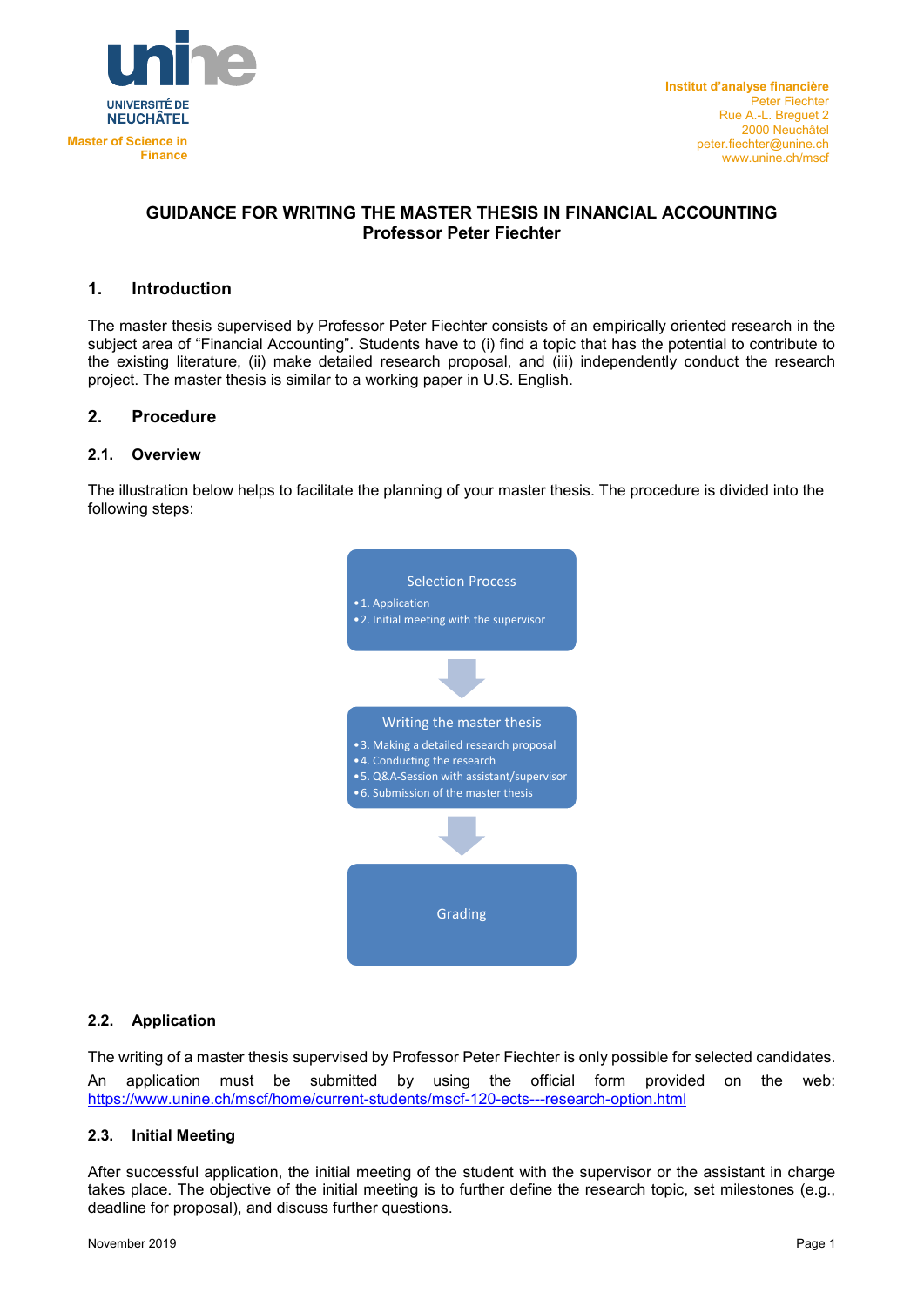unine

UNIVERSITÉ DE NEUCHÂTEL

**Master of Science in Finance**

**Institut d'analyse financière**
Peter Fiechter
Rue A.-L. Breguet 2
2000 Neuchâtel
peter.fiechter@unine.ch
www.unine.ch/mscf

# GUIDANCE FOR WRITING THE MASTER THESIS IN FINANCIAL ACCOUNTING
# Professor Peter Fiechter

## 1. Introduction

The master thesis supervised by Professor Peter Fiechter consists of an empirically oriented research in the subject area of "Financial Accounting". Students have to (i) find a topic that has the potential to contribute to the existing literature, (ii) make detailed research proposal, and (iii) independently conduct the research project. The master thesis is similar to a working paper in U.S. English.

## 2. Procedure

### 2.1. Overview

The illustration below helps to facilitate the planning of your master thesis. The procedure is divided into the following steps:

**Selection Process**
- 1. Application
- 2. Initial meeting with the supervisor

↓

**Writing the master thesis**
- 3. Making a detailed research proposal
- 4. Conducting the research
- 5. Q&A-Session with assistant/supervisor
- 6. Submission of the master thesis

↓

**Grading**

### 2.2. Application

The writing of a master thesis supervised by Professor Peter Fiechter is only possible for selected candidates. An application must be submitted by using the official form provided on the web: https://www.unine.ch/mscf/home/current-students/mscf-120-ects---research-option.html

### 2.3. Initial Meeting

After successful application, the initial meeting of the student with the supervisor or the assistant in charge takes place. The objective of the initial meeting is to further define the research topic, set milestones (e.g., deadline for proposal), and discuss further questions.

November 2019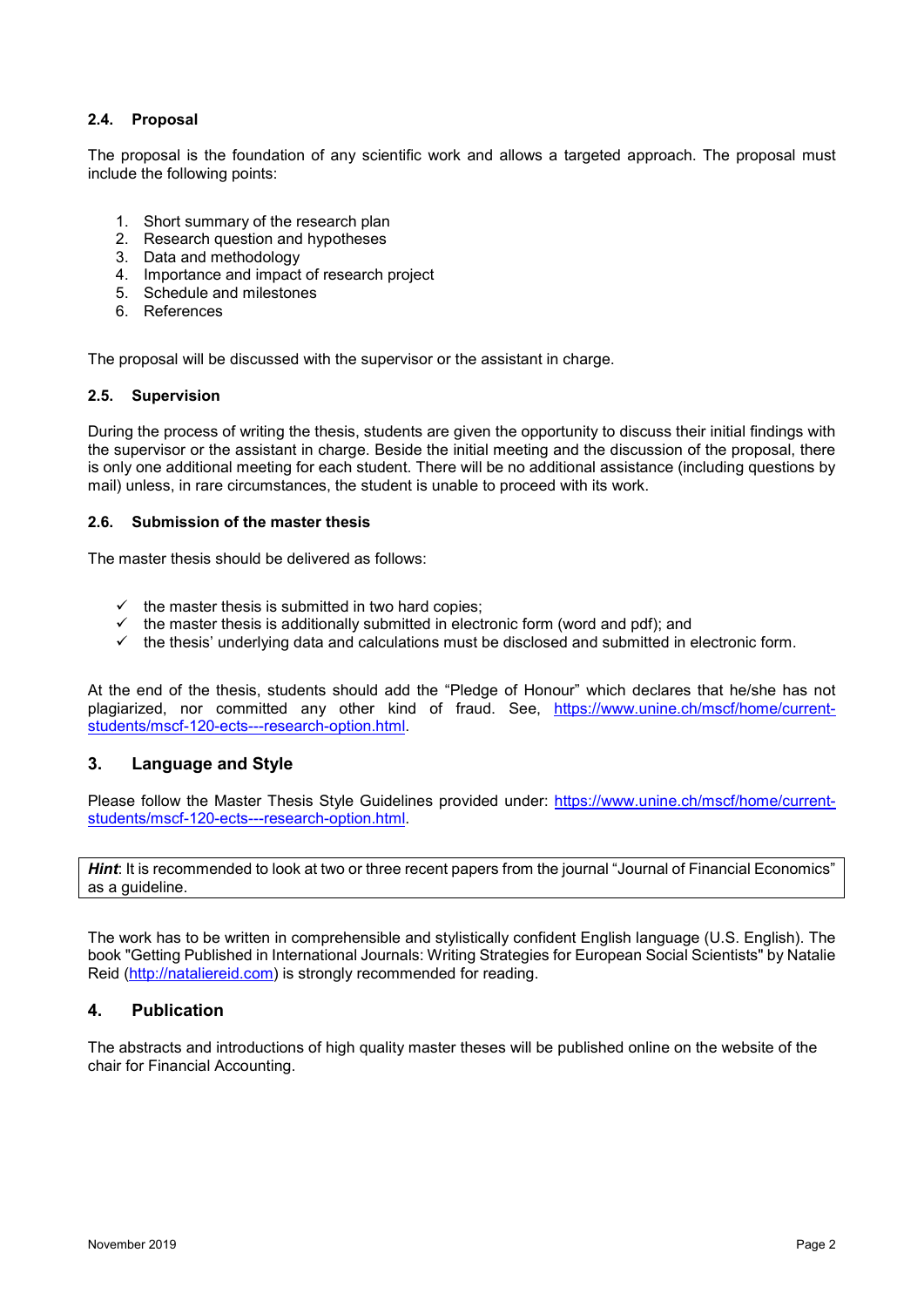### 2.4. Proposal

The proposal is the foundation of any scientific work and allows a targeted approach. The proposal must include the following points:

1. Short summary of the research plan
2. Research question and hypotheses
3. Data and methodology
4. Importance and impact of research project
5. Schedule and milestones
6. References

The proposal will be discussed with the supervisor or the assistant in charge.

### 2.5. Supervision

During the process of writing the thesis, students are given the opportunity to discuss their initial findings with the supervisor or the assistant in charge. Beside the initial meeting and the discussion of the proposal, there is only one additional meeting for each student. There will be no additional assistance (including questions by mail) unless, in rare circumstances, the student is unable to proceed with its work.

### 2.6. Submission of the master thesis

The master thesis should be delivered as follows:

- ✓ the master thesis is submitted in two hard copies;
- ✓ the master thesis is additionally submitted in electronic form (word and pdf); and
- ✓ the thesis' underlying data and calculations must be disclosed and submitted in electronic form.

At the end of the thesis, students should add the "Pledge of Honour" which declares that he/she has not plagiarized, nor committed any other kind of fraud. See, https://www.unine.ch/mscf/home/current-students/mscf-120-ects---research-option.html.

## 3. Language and Style

Please follow the Master Thesis Style Guidelines provided under: https://www.unine.ch/mscf/home/current-students/mscf-120-ects---research-option.html.

***Hint***: It is recommended to look at two or three recent papers from the journal "Journal of Financial Economics" as a guideline.

The work has to be written in comprehensible and stylistically confident English language (U.S. English). The book "Getting Published in International Journals: Writing Strategies for European Social Scientists" by Natalie Reid (http://nataliereid.com) is strongly recommended for reading.

## 4. Publication

The abstracts and introductions of high quality master theses will be published online on the website of the chair for Financial Accounting.